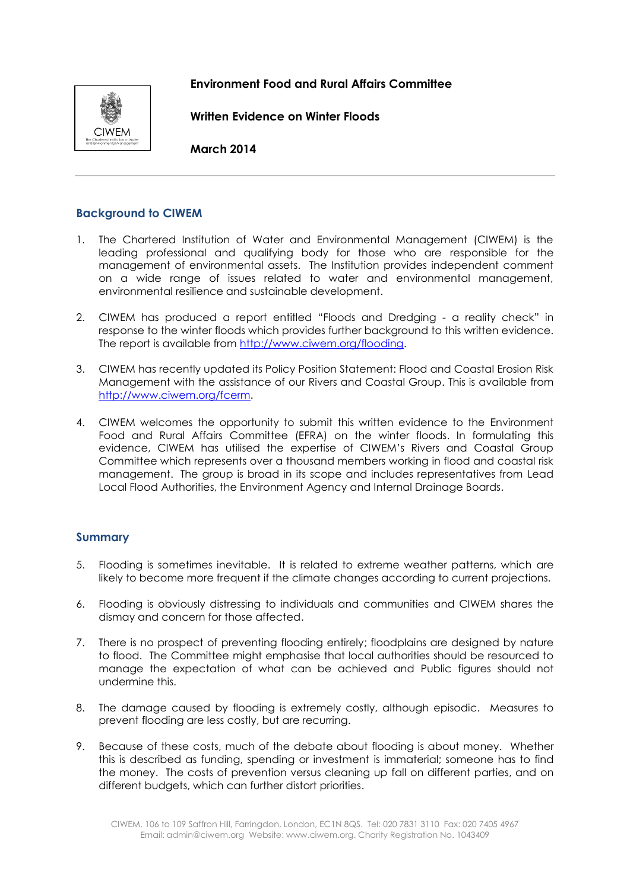**Environment Food and Rural Affairs Committee**

**Written Evidence on Winter Floods**

**March 2014**

---

## Background to CIWEM

1. The Chartered Institution of Water and Environmental Management (CIWEM) is the leading professional and qualifying body for those who are responsible for the management of environmental assets. The Institution provides independent comment on a wide range of issues related to water and environmental management, environmental resilience and sustainable development.

2. CIWEM has produced a report entitled "Floods and Dredging - a reality check" in response to the winter floods which provides further background to this written evidence. The report is available from http://www.ciwem.org/flooding.

3. CIWEM has recently updated its Policy Position Statement: Flood and Coastal Erosion Risk Management with the assistance of our Rivers and Coastal Group. This is available from http://www.ciwem.org/fcerm.

4. CIWEM welcomes the opportunity to submit this written evidence to the Environment Food and Rural Affairs Committee (EFRA) on the winter floods. In formulating this evidence, CIWEM has utilised the expertise of CIWEM's Rivers and Coastal Group Committee which represents over a thousand members working in flood and coastal risk management. The group is broad in its scope and includes representatives from Lead Local Flood Authorities, the Environment Agency and Internal Drainage Boards.

## Summary

5. Flooding is sometimes inevitable. It is related to extreme weather patterns, which are likely to become more frequent if the climate changes according to current projections.

6. Flooding is obviously distressing to individuals and communities and CIWEM shares the dismay and concern for those affected.

7. There is no prospect of preventing flooding entirely; floodplains are designed by nature to flood. The Committee might emphasise that local authorities should be resourced to manage the expectation of what can be achieved and Public figures should not undermine this.

8. The damage caused by flooding is extremely costly, although episodic. Measures to prevent flooding are less costly, but are recurring.

9. Because of these costs, much of the debate about flooding is about money. Whether this is described as funding, spending or investment is immaterial; someone has to find the money. The costs of prevention versus cleaning up fall on different parties, and on different budgets, which can further distort priorities.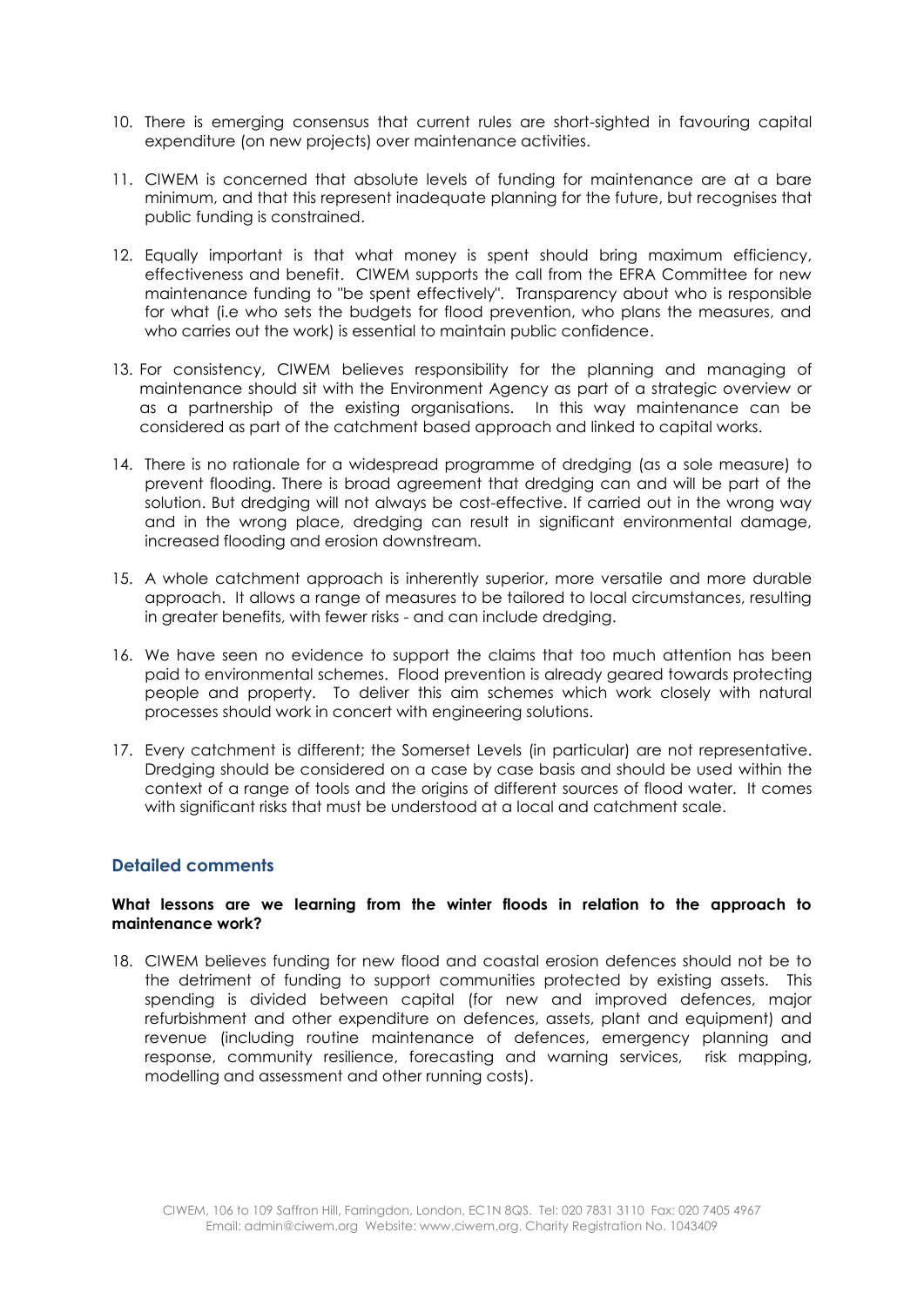10. There is emerging consensus that current rules are short-sighted in favouring capital expenditure (on new projects) over maintenance activities.

11. CIWEM is concerned that absolute levels of funding for maintenance are at a bare minimum, and that this represent inadequate planning for the future, but recognises that public funding is constrained.

12. Equally important is that what money is spent should bring maximum efficiency, effectiveness and benefit. CIWEM supports the call from the EFRA Committee for new maintenance funding to "be spent effectively". Transparency about who is responsible for what (i.e who sets the budgets for flood prevention, who plans the measures, and who carries out the work) is essential to maintain public confidence.

13. For consistency, CIWEM believes responsibility for the planning and managing of maintenance should sit with the Environment Agency as part of a strategic overview or as a partnership of the existing organisations. In this way maintenance can be considered as part of the catchment based approach and linked to capital works.

14. There is no rationale for a widespread programme of dredging (as a sole measure) to prevent flooding. There is broad agreement that dredging can and will be part of the solution. But dredging will not always be cost-effective. If carried out in the wrong way and in the wrong place, dredging can result in significant environmental damage, increased flooding and erosion downstream.

15. A whole catchment approach is inherently superior, more versatile and more durable approach. It allows a range of measures to be tailored to local circumstances, resulting in greater benefits, with fewer risks - and can include dredging.

16. We have seen no evidence to support the claims that too much attention has been paid to environmental schemes. Flood prevention is already geared towards protecting people and property. To deliver this aim schemes which work closely with natural processes should work in concert with engineering solutions.

17. Every catchment is different; the Somerset Levels (in particular) are not representative. Dredging should be considered on a case by case basis and should be used within the context of a range of tools and the origins of different sources of flood water. It comes with significant risks that must be understood at a local and catchment scale.

## Detailed comments

**What lessons are we learning from the winter floods in relation to the approach to maintenance work?**

18. CIWEM believes funding for new flood and coastal erosion defences should not be to the detriment of funding to support communities protected by existing assets. This spending is divided between capital (for new and improved defences, major refurbishment and other expenditure on defences, assets, plant and equipment) and revenue (including routine maintenance of defences, emergency planning and response, community resilience, forecasting and warning services, risk mapping, modelling and assessment and other running costs).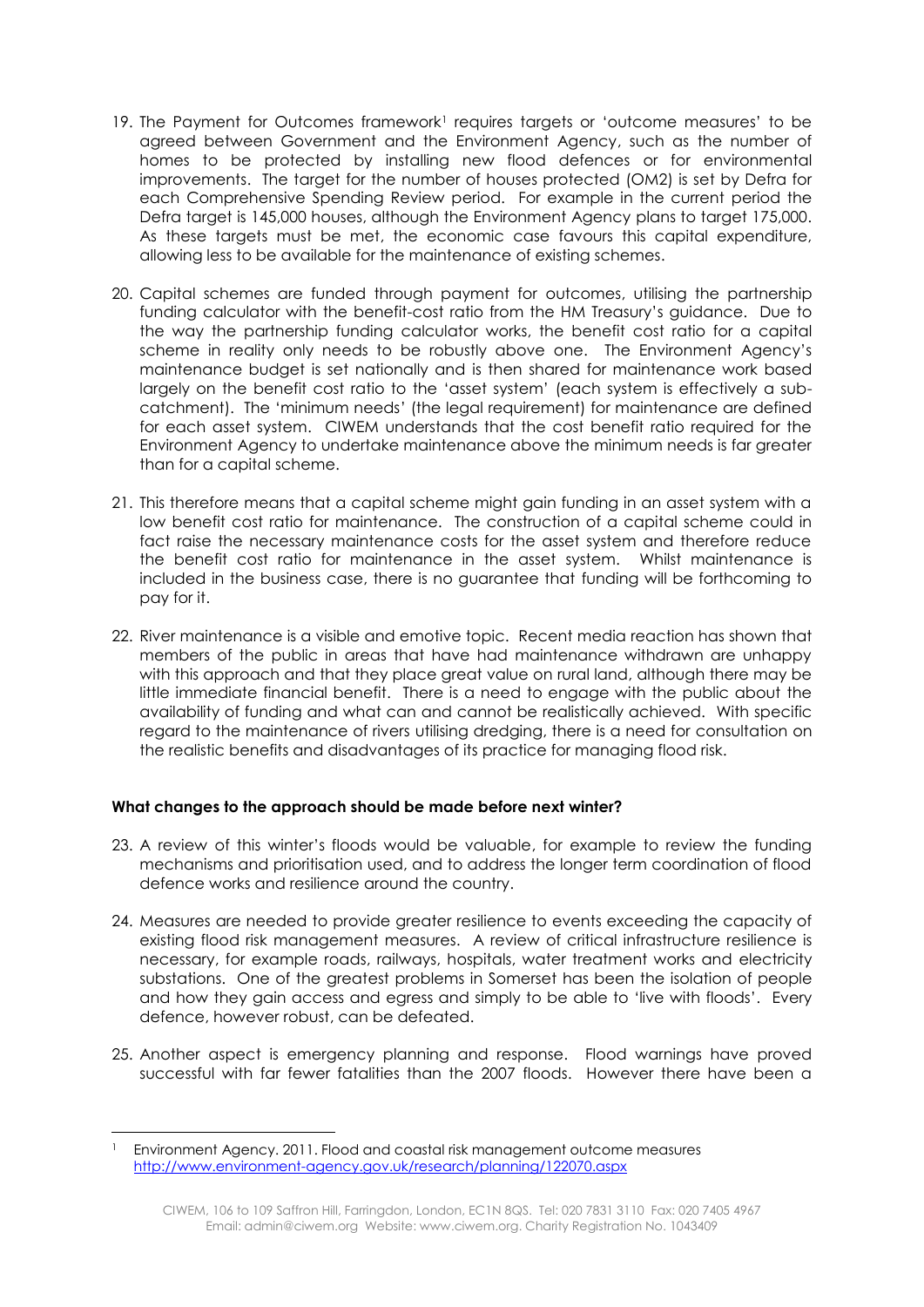19. The Payment for Outcomes framework[1] requires targets or 'outcome measures' to be agreed between Government and the Environment Agency, such as the number of homes to be protected by installing new flood defences or for environmental improvements. The target for the number of houses protected (OM2) is set by Defra for each Comprehensive Spending Review period. For example in the current period the Defra target is 145,000 houses, although the Environment Agency plans to target 175,000. As these targets must be met, the economic case favours this capital expenditure, allowing less to be available for the maintenance of existing schemes.

20. Capital schemes are funded through payment for outcomes, utilising the partnership funding calculator with the benefit-cost ratio from the HM Treasury's guidance. Due to the way the partnership funding calculator works, the benefit cost ratio for a capital scheme in reality only needs to be robustly above one. The Environment Agency's maintenance budget is set nationally and is then shared for maintenance work based largely on the benefit cost ratio to the 'asset system' (each system is effectively a sub-catchment). The 'minimum needs' (the legal requirement) for maintenance are defined for each asset system. CIWEM understands that the cost benefit ratio required for the Environment Agency to undertake maintenance above the minimum needs is far greater than for a capital scheme.

21. This therefore means that a capital scheme might gain funding in an asset system with a low benefit cost ratio for maintenance. The construction of a capital scheme could in fact raise the necessary maintenance costs for the asset system and therefore reduce the benefit cost ratio for maintenance in the asset system. Whilst maintenance is included in the business case, there is no guarantee that funding will be forthcoming to pay for it.

22. River maintenance is a visible and emotive topic. Recent media reaction has shown that members of the public in areas that have had maintenance withdrawn are unhappy with this approach and that they place great value on rural land, although there may be little immediate financial benefit. There is a need to engage with the public about the availability of funding and what can and cannot be realistically achieved. With specific regard to the maintenance of rivers utilising dredging, there is a need for consultation on the realistic benefits and disadvantages of its practice for managing flood risk.

**What changes to the approach should be made before next winter?**

23. A review of this winter's floods would be valuable, for example to review the funding mechanisms and prioritisation used, and to address the longer term coordination of flood defence works and resilience around the country.

24. Measures are needed to provide greater resilience to events exceeding the capacity of existing flood risk management measures. A review of critical infrastructure resilience is necessary, for example roads, railways, hospitals, water treatment works and electricity substations. One of the greatest problems in Somerset has been the isolation of people and how they gain access and egress and simply to be able to 'live with floods'. Every defence, however robust, can be defeated.

25. Another aspect is emergency planning and response. Flood warnings have proved successful with far fewer fatalities than the 2007 floods. However there have been a

[1] Environment Agency. 2011. Flood and coastal risk management outcome measures http://www.environment-agency.gov.uk/research/planning/122070.aspx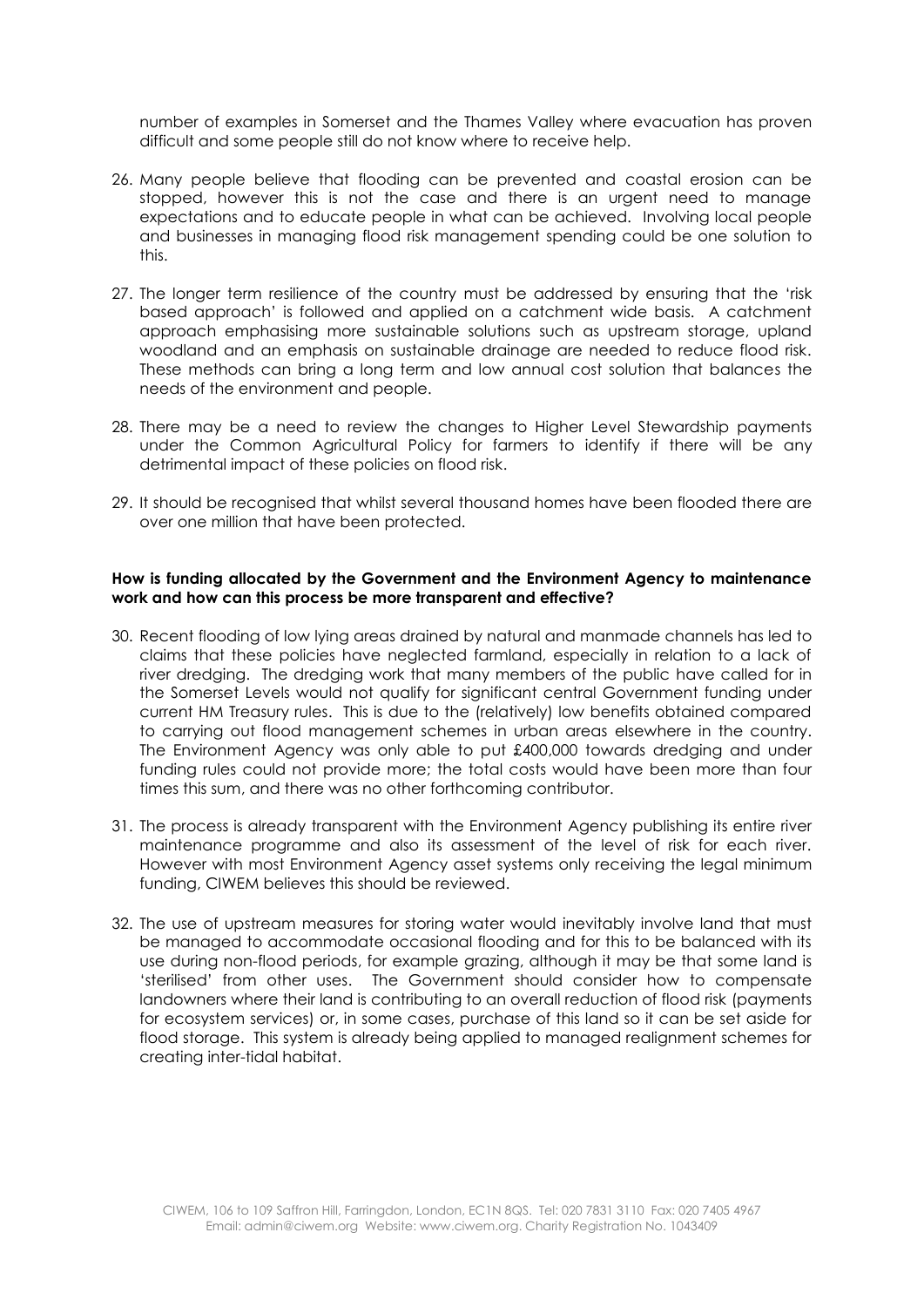number of examples in Somerset and the Thames Valley where evacuation has proven difficult and some people still do not know where to receive help.

26. Many people believe that flooding can be prevented and coastal erosion can be stopped, however this is not the case and there is an urgent need to manage expectations and to educate people in what can be achieved. Involving local people and businesses in managing flood risk management spending could be one solution to this.

27. The longer term resilience of the country must be addressed by ensuring that the 'risk based approach' is followed and applied on a catchment wide basis. A catchment approach emphasising more sustainable solutions such as upstream storage, upland woodland and an emphasis on sustainable drainage are needed to reduce flood risk. These methods can bring a long term and low annual cost solution that balances the needs of the environment and people.

28. There may be a need to review the changes to Higher Level Stewardship payments under the Common Agricultural Policy for farmers to identify if there will be any detrimental impact of these policies on flood risk.

29. It should be recognised that whilst several thousand homes have been flooded there are over one million that have been protected.

**How is funding allocated by the Government and the Environment Agency to maintenance work and how can this process be more transparent and effective?**

30. Recent flooding of low lying areas drained by natural and manmade channels has led to claims that these policies have neglected farmland, especially in relation to a lack of river dredging. The dredging work that many members of the public have called for in the Somerset Levels would not qualify for significant central Government funding under current HM Treasury rules. This is due to the (relatively) low benefits obtained compared to carrying out flood management schemes in urban areas elsewhere in the country. The Environment Agency was only able to put £400,000 towards dredging and under funding rules could not provide more; the total costs would have been more than four times this sum, and there was no other forthcoming contributor.

31. The process is already transparent with the Environment Agency publishing its entire river maintenance programme and also its assessment of the level of risk for each river. However with most Environment Agency asset systems only receiving the legal minimum funding, CIWEM believes this should be reviewed.

32. The use of upstream measures for storing water would inevitably involve land that must be managed to accommodate occasional flooding and for this to be balanced with its use during non-flood periods, for example grazing, although it may be that some land is 'sterilised' from other uses. The Government should consider how to compensate landowners where their land is contributing to an overall reduction of flood risk (payments for ecosystem services) or, in some cases, purchase of this land so it can be set aside for flood storage. This system is already being applied to managed realignment schemes for creating inter-tidal habitat.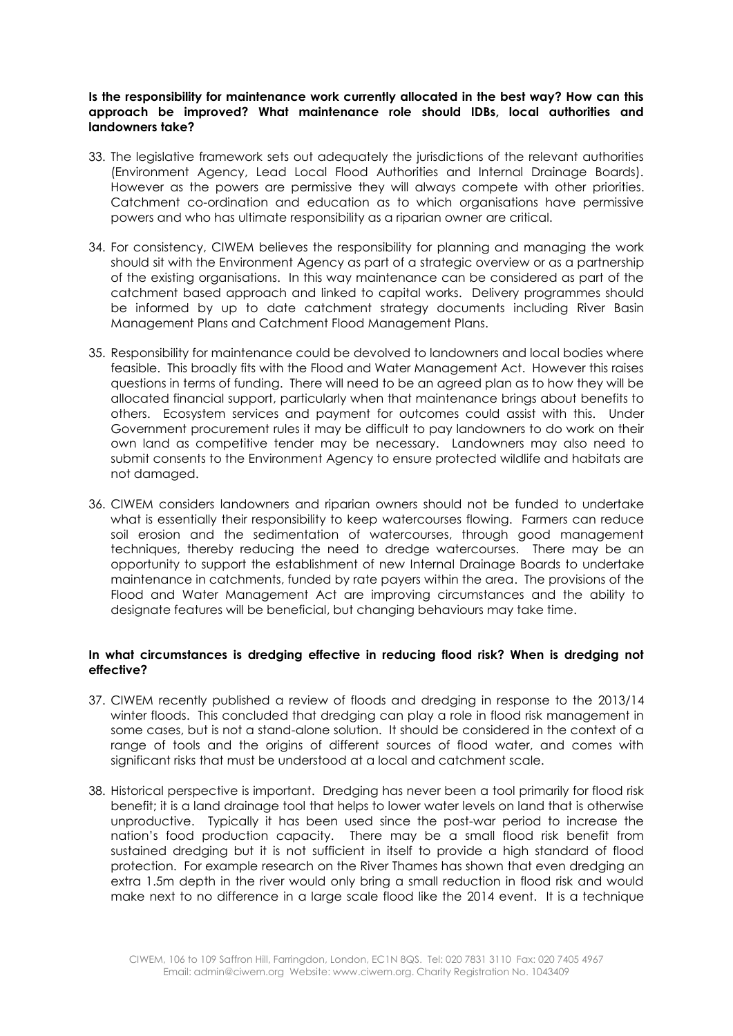**Is the responsibility for maintenance work currently allocated in the best way? How can this approach be improved? What maintenance role should IDBs, local authorities and landowners take?**

33. The legislative framework sets out adequately the jurisdictions of the relevant authorities (Environment Agency, Lead Local Flood Authorities and Internal Drainage Boards). However as the powers are permissive they will always compete with other priorities. Catchment co-ordination and education as to which organisations have permissive powers and who has ultimate responsibility as a riparian owner are critical.

34. For consistency, CIWEM believes the responsibility for planning and managing the work should sit with the Environment Agency as part of a strategic overview or as a partnership of the existing organisations. In this way maintenance can be considered as part of the catchment based approach and linked to capital works. Delivery programmes should be informed by up to date catchment strategy documents including River Basin Management Plans and Catchment Flood Management Plans.

35. Responsibility for maintenance could be devolved to landowners and local bodies where feasible. This broadly fits with the Flood and Water Management Act. However this raises questions in terms of funding. There will need to be an agreed plan as to how they will be allocated financial support, particularly when that maintenance brings about benefits to others. Ecosystem services and payment for outcomes could assist with this. Under Government procurement rules it may be difficult to pay landowners to do work on their own land as competitive tender may be necessary. Landowners may also need to submit consents to the Environment Agency to ensure protected wildlife and habitats are not damaged.

36. CIWEM considers landowners and riparian owners should not be funded to undertake what is essentially their responsibility to keep watercourses flowing. Farmers can reduce soil erosion and the sedimentation of watercourses, through good management techniques, thereby reducing the need to dredge watercourses. There may be an opportunity to support the establishment of new Internal Drainage Boards to undertake maintenance in catchments, funded by rate payers within the area. The provisions of the Flood and Water Management Act are improving circumstances and the ability to designate features will be beneficial, but changing behaviours may take time.

**In what circumstances is dredging effective in reducing flood risk? When is dredging not effective?**

37. CIWEM recently published a review of floods and dredging in response to the 2013/14 winter floods. This concluded that dredging can play a role in flood risk management in some cases, but is not a stand-alone solution. It should be considered in the context of a range of tools and the origins of different sources of flood water, and comes with significant risks that must be understood at a local and catchment scale.

38. Historical perspective is important. Dredging has never been a tool primarily for flood risk benefit; it is a land drainage tool that helps to lower water levels on land that is otherwise unproductive. Typically it has been used since the post-war period to increase the nation's food production capacity. There may be a small flood risk benefit from sustained dredging but it is not sufficient in itself to provide a high standard of flood protection. For example research on the River Thames has shown that even dredging an extra 1.5m depth in the river would only bring a small reduction in flood risk and would make next to no difference in a large scale flood like the 2014 event. It is a technique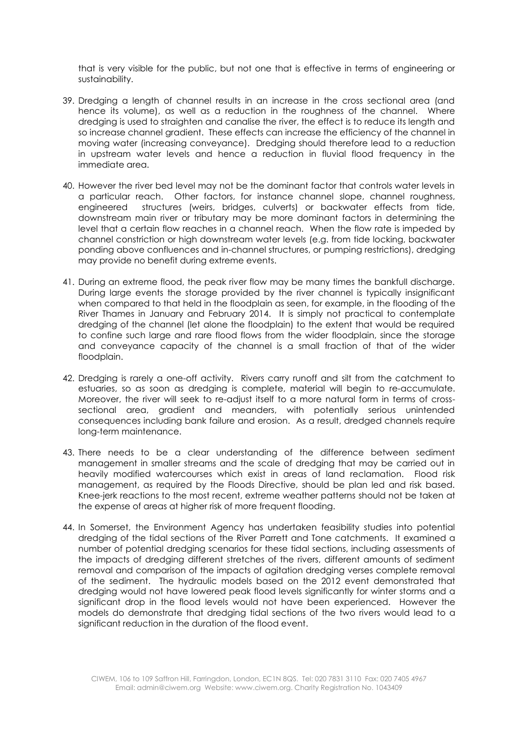that is very visible for the public, but not one that is effective in terms of engineering or sustainability.

39. Dredging a length of channel results in an increase in the cross sectional area (and hence its volume), as well as a reduction in the roughness of the channel. Where dredging is used to straighten and canalise the river, the effect is to reduce its length and so increase channel gradient. These effects can increase the efficiency of the channel in moving water (increasing conveyance). Dredging should therefore lead to a reduction in upstream water levels and hence a reduction in fluvial flood frequency in the immediate area.

40. However the river bed level may not be the dominant factor that controls water levels in a particular reach. Other factors, for instance channel slope, channel roughness, engineered structures (weirs, bridges, culverts) or backwater effects from tide, downstream main river or tributary may be more dominant factors in determining the level that a certain flow reaches in a channel reach. When the flow rate is impeded by channel constriction or high downstream water levels (e.g. from tide locking, backwater ponding above confluences and in-channel structures, or pumping restrictions), dredging may provide no benefit during extreme events.

41. During an extreme flood, the peak river flow may be many times the bankfull discharge. During large events the storage provided by the river channel is typically insignificant when compared to that held in the floodplain as seen, for example, in the flooding of the River Thames in January and February 2014. It is simply not practical to contemplate dredging of the channel (let alone the floodplain) to the extent that would be required to confine such large and rare flood flows from the wider floodplain, since the storage and conveyance capacity of the channel is a small fraction of that of the wider floodplain.

42. Dredging is rarely a one-off activity. Rivers carry runoff and silt from the catchment to estuaries, so as soon as dredging is complete, material will begin to re-accumulate. Moreover, the river will seek to re-adjust itself to a more natural form in terms of cross-sectional area, gradient and meanders, with potentially serious unintended consequences including bank failure and erosion. As a result, dredged channels require long-term maintenance.

43. There needs to be a clear understanding of the difference between sediment management in smaller streams and the scale of dredging that may be carried out in heavily modified watercourses which exist in areas of land reclamation. Flood risk management, as required by the Floods Directive, should be plan led and risk based. Knee-jerk reactions to the most recent, extreme weather patterns should not be taken at the expense of areas at higher risk of more frequent flooding.

44. In Somerset, the Environment Agency has undertaken feasibility studies into potential dredging of the tidal sections of the River Parrett and Tone catchments. It examined a number of potential dredging scenarios for these tidal sections, including assessments of the impacts of dredging different stretches of the rivers, different amounts of sediment removal and comparison of the impacts of agitation dredging verses complete removal of the sediment. The hydraulic models based on the 2012 event demonstrated that dredging would not have lowered peak flood levels significantly for winter storms and a significant drop in the flood levels would not have been experienced. However the models do demonstrate that dredging tidal sections of the two rivers would lead to a significant reduction in the duration of the flood event.

CIWEM, 106 to 109 Saffron Hill, Farringdon, London, EC1N 8QS. Tel: 020 7831 3110 Fax: 020 7405 4967
Email: admin@ciwem.org Website: www.ciwem.org. Charity Registration No. 1043409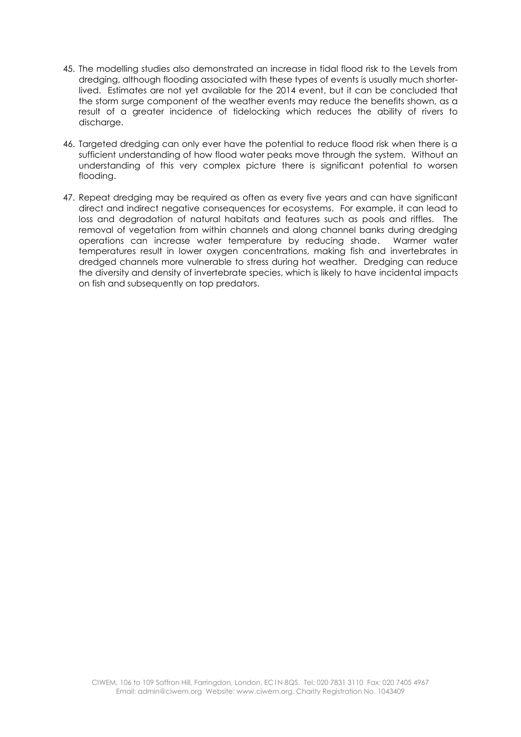45. The modelling studies also demonstrated an increase in tidal flood risk to the Levels from dredging, although flooding associated with these types of events is usually much shorter-lived. Estimates are not yet available for the 2014 event, but it can be concluded that the storm surge component of the weather events may reduce the benefits shown, as a result of a greater incidence of tidelocking which reduces the ability of rivers to discharge.

46. Targeted dredging can only ever have the potential to reduce flood risk when there is a sufficient understanding of how flood water peaks move through the system. Without an understanding of this very complex picture there is significant potential to worsen flooding.

47. Repeat dredging may be required as often as every five years and can have significant direct and indirect negative consequences for ecosystems. For example, it can lead to loss and degradation of natural habitats and features such as pools and riffles. The removal of vegetation from within channels and along channel banks during dredging operations can increase water temperature by reducing shade. Warmer water temperatures result in lower oxygen concentrations, making fish and invertebrates in dredged channels more vulnerable to stress during hot weather. Dredging can reduce the diversity and density of invertebrate species, which is likely to have incidental impacts on fish and subsequently on top predators.